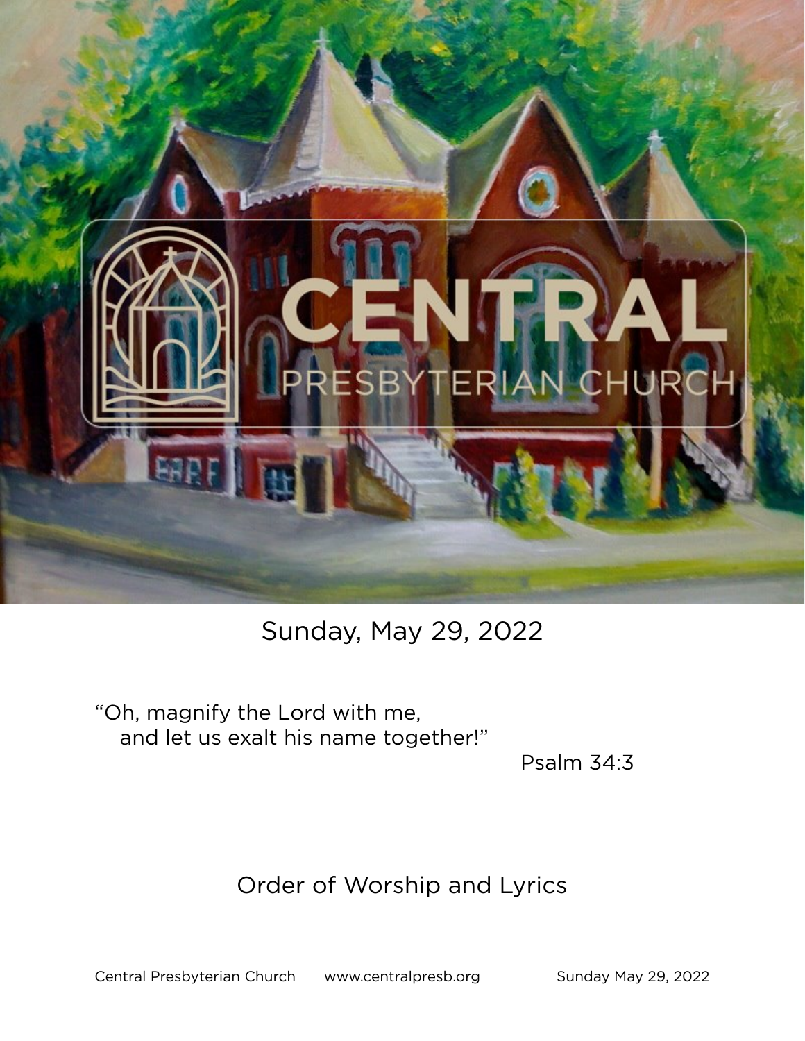# CENTRAL
## PRESBYTERIAN CHURCH

Sunday, May 29, 2022

"Oh, magnify the Lord with me,
and let us exalt his name together!"

Psalm 34:3

## Order of Worship and Lyrics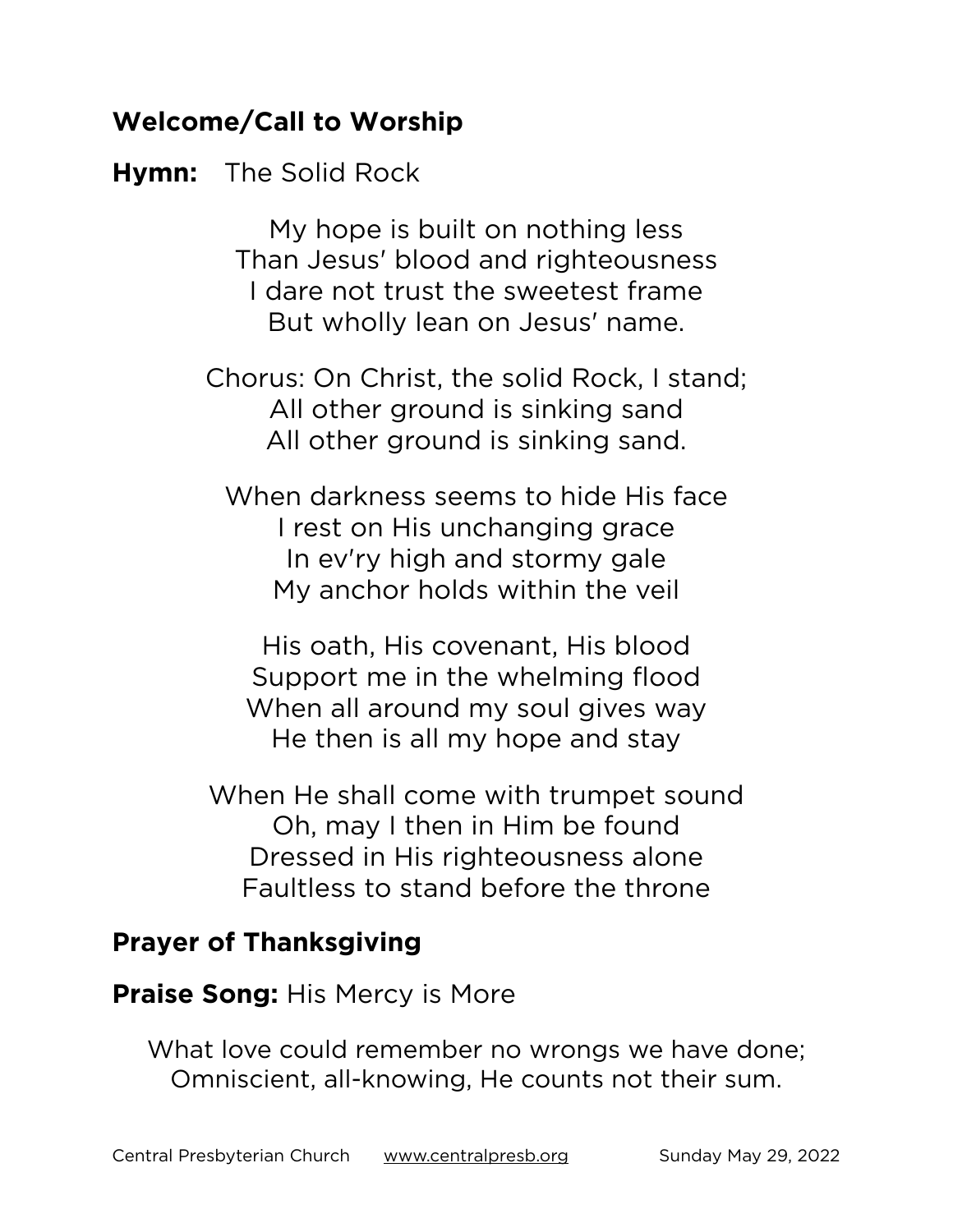**Welcome/Call to Worship**

**Hymn:** The Solid Rock

My hope is built on nothing less
Than Jesus' blood and righteousness
I dare not trust the sweetest frame
But wholly lean on Jesus' name.

Chorus: On Christ, the solid Rock, I stand;
All other ground is sinking sand
All other ground is sinking sand.

When darkness seems to hide His face
I rest on His unchanging grace
In ev'ry high and stormy gale
My anchor holds within the veil

His oath, His covenant, His blood
Support me in the whelming flood
When all around my soul gives way
He then is all my hope and stay

When He shall come with trumpet sound
Oh, may I then in Him be found
Dressed in His righteousness alone
Faultless to stand before the throne

**Prayer of Thanksgiving**

**Praise Song:** His Mercy is More

What love could remember no wrongs we have done;
Omniscient, all-knowing, He counts not their sum.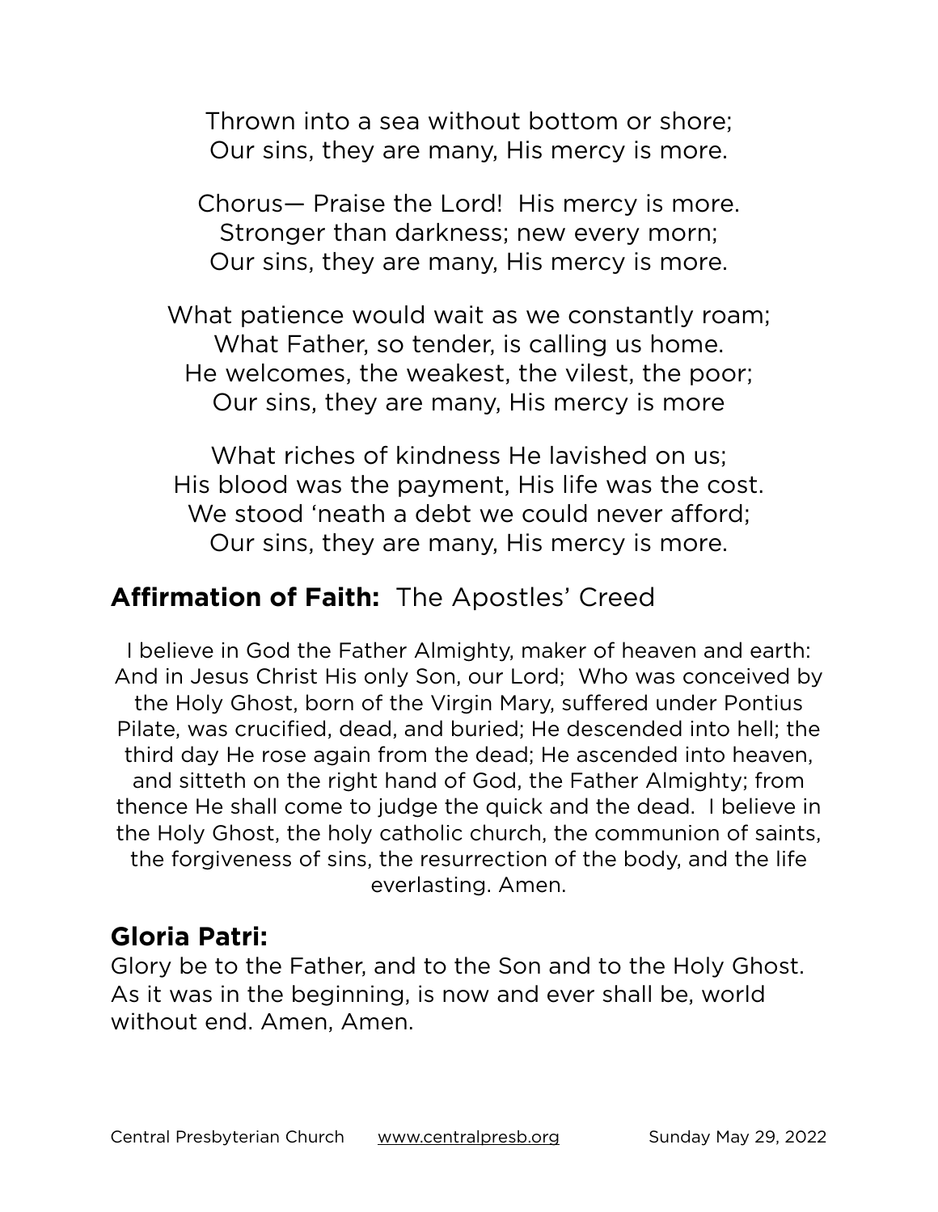Thrown into a sea without bottom or shore;
Our sins, they are many, His mercy is more.

Chorus— Praise the Lord! His mercy is more.
Stronger than darkness; new every morn;
Our sins, they are many, His mercy is more.

What patience would wait as we constantly roam;
What Father, so tender, is calling us home.
He welcomes, the weakest, the vilest, the poor;
Our sins, they are many, His mercy is more

What riches of kindness He lavished on us;
His blood was the payment, His life was the cost.
We stood 'neath a debt we could never afford;
Our sins, they are many, His mercy is more.

## **Affirmation of Faith:** The Apostles' Creed

I believe in God the Father Almighty, maker of heaven and earth: And in Jesus Christ His only Son, our Lord; Who was conceived by the Holy Ghost, born of the Virgin Mary, suffered under Pontius Pilate, was crucified, dead, and buried; He descended into hell; the third day He rose again from the dead; He ascended into heaven, and sitteth on the right hand of God, the Father Almighty; from thence He shall come to judge the quick and the dead. I believe in the Holy Ghost, the holy catholic church, the communion of saints, the forgiveness of sins, the resurrection of the body, and the life everlasting. Amen.

## **Gloria Patri:**

Glory be to the Father, and to the Son and to the Holy Ghost. As it was in the beginning, is now and ever shall be, world without end. Amen, Amen.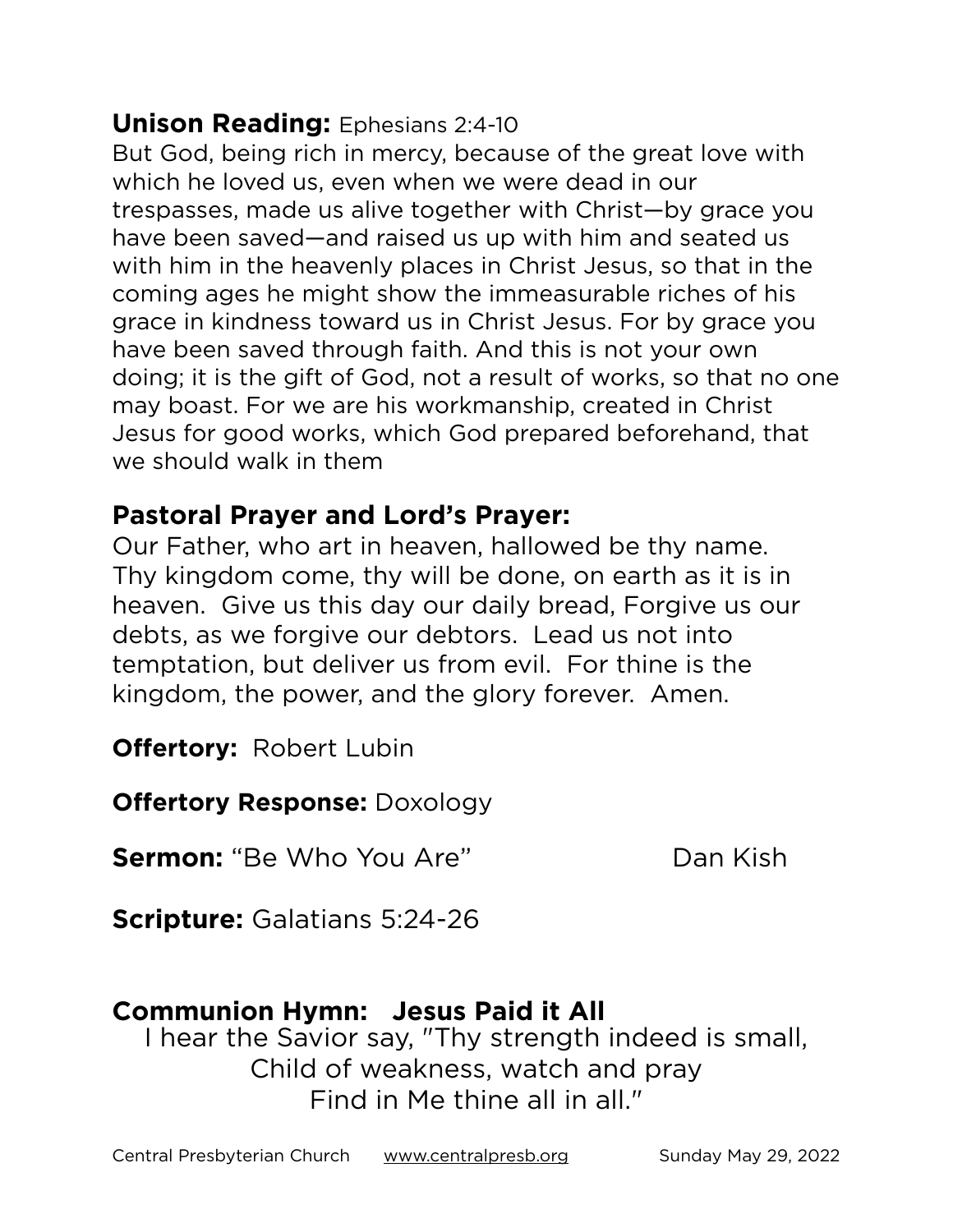**Unison Reading:** Ephesians 2:4-10

But God, being rich in mercy, because of the great love with which he loved us, even when we were dead in our trespasses, made us alive together with Christ—by grace you have been saved—and raised us up with him and seated us with him in the heavenly places in Christ Jesus, so that in the coming ages he might show the immeasurable riches of his grace in kindness toward us in Christ Jesus. For by grace you have been saved through faith. And this is not your own doing; it is the gift of God, not a result of works, so that no one may boast. For we are his workmanship, created in Christ Jesus for good works, which God prepared beforehand, that we should walk in them

**Pastoral Prayer and Lord's Prayer:**

Our Father, who art in heaven, hallowed be thy name. Thy kingdom come, thy will be done, on earth as it is in heaven. Give us this day our daily bread, Forgive us our debts, as we forgive our debtors. Lead us not into temptation, but deliver us from evil. For thine is the kingdom, the power, and the glory forever. Amen.

**Offertory:** Robert Lubin

**Offertory Response:** Doxology

**Sermon:** "Be Who You Are" Dan Kish

**Scripture:** Galatians 5:24-26

**Communion Hymn: Jesus Paid it All**

I hear the Savior say, "Thy strength indeed is small,
Child of weakness, watch and pray
Find in Me thine all in all."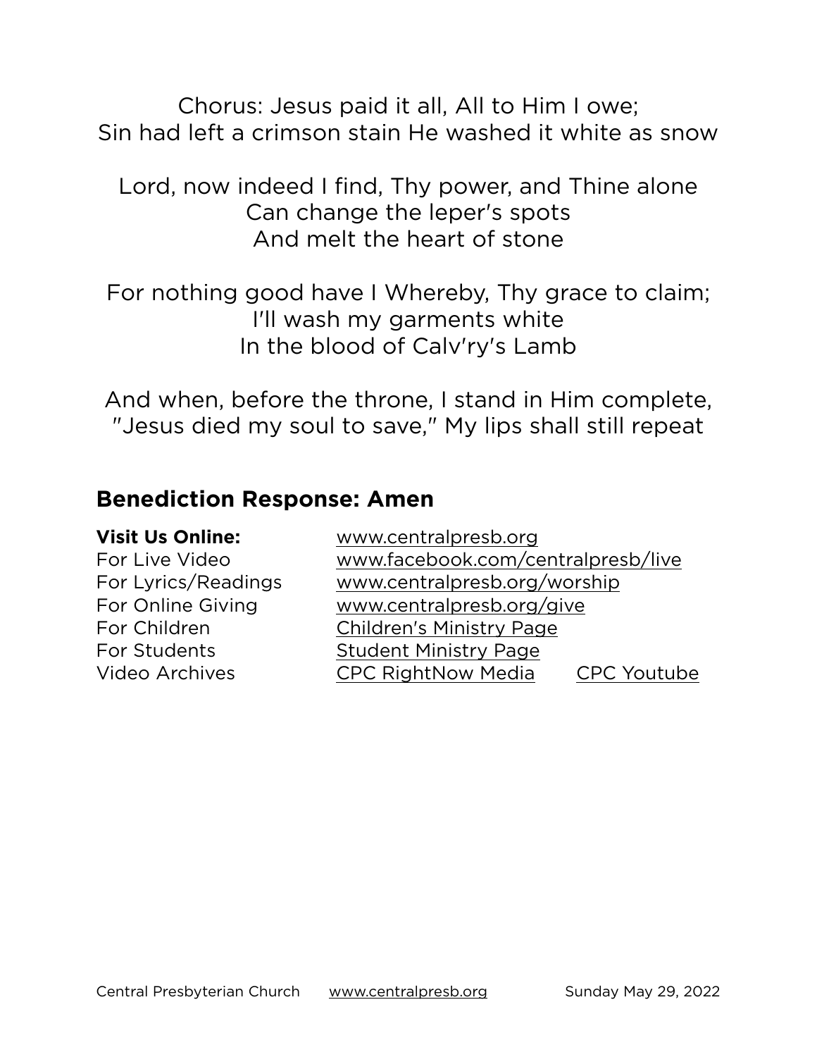Chorus: Jesus paid it all, All to Him I owe;
Sin had left a crimson stain He washed it white as snow

Lord, now indeed I find, Thy power, and Thine alone
Can change the leper's spots
And melt the heart of stone

For nothing good have I Whereby, Thy grace to claim;
I'll wash my garments white
In the blood of Calv'ry's Lamb

And when, before the throne, I stand in Him complete,
"Jesus died my soul to save," My lips shall still repeat

## Benediction Response: Amen

| | | |
|---|---|---|
| **Visit Us Online:** | www.centralpresb.org | |
| For Live Video | www.facebook.com/centralpresb/live | |
| For Lyrics/Readings | www.centralpresb.org/worship | |
| For Online Giving | www.centralpresb.org/give | |
| For Children | Children's Ministry Page | |
| For Students | Student Ministry Page | |
| Video Archives | CPC RightNow Media | CPC Youtube |

Central Presbyterian Church www.centralpresb.org Sunday May 29, 2022